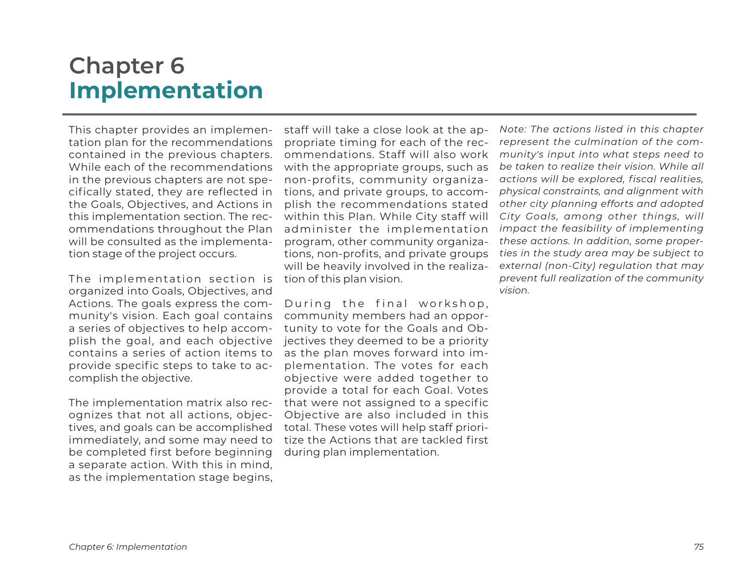# Chapter 6
# Implementation

This chapter provides an implementation plan for the recommendations contained in the previous chapters. While each of the recommendations in the previous chapters are not specifically stated, they are reflected in the Goals, Objectives, and Actions in this implementation section. The recommendations throughout the Plan will be consulted as the implementation stage of the project occurs.

The implementation section is organized into Goals, Objectives, and Actions. The goals express the community's vision. Each goal contains a series of objectives to help accomplish the goal, and each objective contains a series of action items to provide specific steps to take to accomplish the objective.

The implementation matrix also recognizes that not all actions, objectives, and goals can be accomplished immediately, and some may need to be completed first before beginning a separate action. With this in mind, as the implementation stage begins, staff will take a close look at the appropriate timing for each of the recommendations. Staff will also work with the appropriate groups, such as non-profits, community organizations, and private groups, to accomplish the recommendations stated within this Plan. While City staff will administer the implementation program, other community organizations, non-profits, and private groups will be heavily involved in the realization of this plan vision.

During the final workshop, community members had an opportunity to vote for the Goals and Objectives they deemed to be a priority as the plan moves forward into implementation. The votes for each objective were added together to provide a total for each Goal. Votes that were not assigned to a specific Objective are also included in this total. These votes will help staff prioritize the Actions that are tackled first during plan implementation.

*Note: The actions listed in this chapter represent the culmination of the community's input into what steps need to be taken to realize their vision. While all actions will be explored, fiscal realities, physical constraints, and alignment with other city planning efforts and adopted City Goals, among other things, will impact the feasibility of implementing these actions. In addition, some properties in the study area may be subject to external (non-City) regulation that may prevent full realization of the community vision.*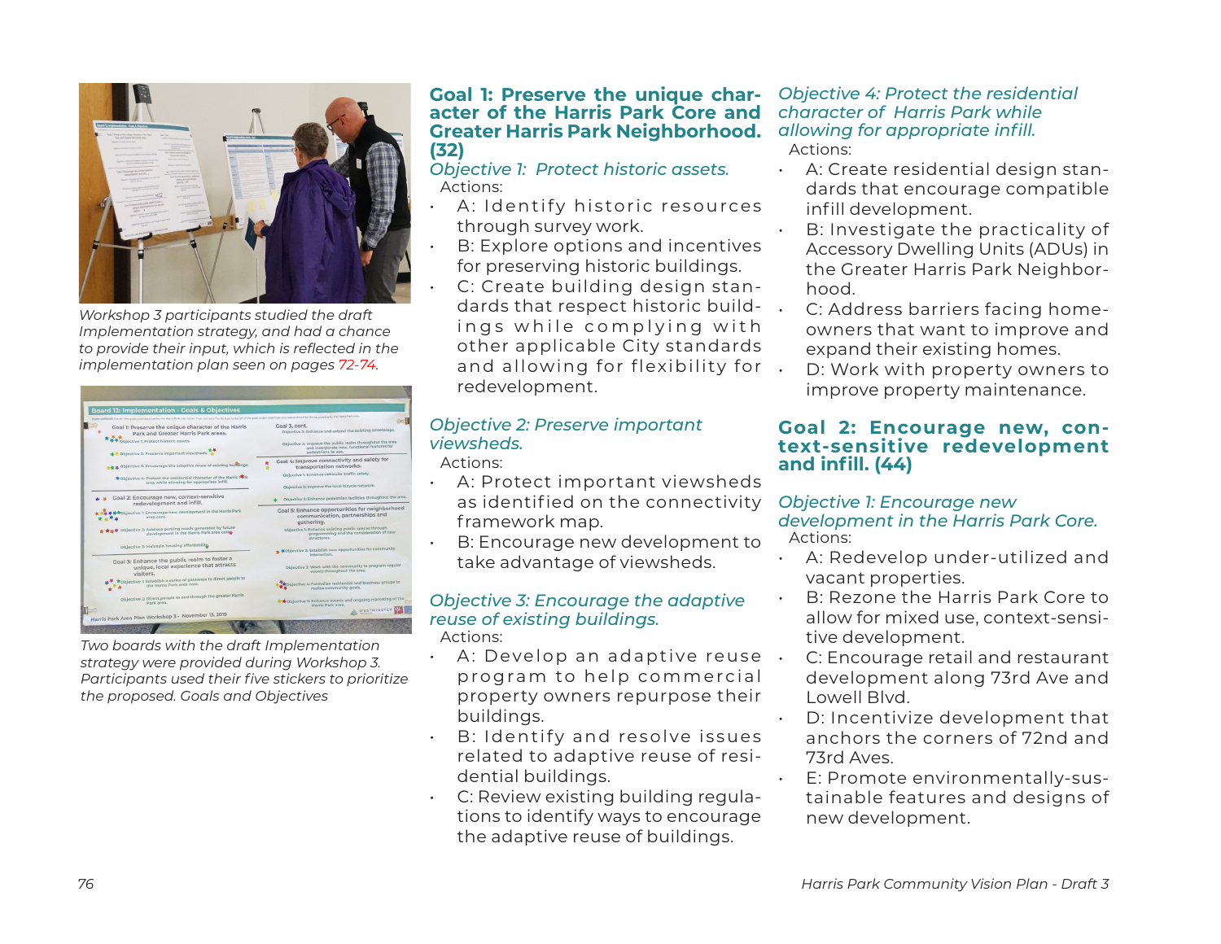Workshop 3 participants studied the draft Implementation strategy, and had a chance to provide their input, which is reflected in the implementation plan seen on pages 72-74.

Two boards with the draft Implementation strategy were provided during Workshop 3. Participants used their five stickers to prioritize the proposed. Goals and Objectives

## Goal 1: Preserve the unique character of the Harris Park Core and Greater Harris Park Neighborhood. (32)

*Objective 1: Protect historic assets.*

Actions:

- A: Identify historic resources through survey work.
- B: Explore options and incentives for preserving historic buildings.
- C: Create building design standards that respect historic buildings while complying with other applicable City standards and allowing for flexibility for redevelopment.

*Objective 2: Preserve important viewsheds.*

Actions:

- A: Protect important viewsheds as identified on the connectivity framework map.
- B: Encourage new development to take advantage of viewsheds.

*Objective 3: Encourage the adaptive reuse of existing buildings.*

Actions:

- A: Develop an adaptive reuse program to help commercial property owners repurpose their buildings.
- B: Identify and resolve issues related to adaptive reuse of residential buildings.
- C: Review existing building regulations to identify ways to encourage the adaptive reuse of buildings.

*Objective 4: Protect the residential character of Harris Park while allowing for appropriate infill.*

Actions:

- A: Create residential design standards that encourage compatible infill development.
- B: Investigate the practicality of Accessory Dwelling Units (ADUs) in the Greater Harris Park Neighborhood.
- C: Address barriers facing homeowners that want to improve and expand their existing homes.
- D: Work with property owners to improve property maintenance.

## Goal 2: Encourage new, context-sensitive redevelopment and infill. (44)

*Objective 1: Encourage new development in the Harris Park Core.*

Actions:

- A: Redevelop under-utilized and vacant properties.
- B: Rezone the Harris Park Core to allow for mixed use, context-sensitive development.
- C: Encourage retail and restaurant development along 73rd Ave and Lowell Blvd.
- D: Incentivize development that anchors the corners of 72nd and 73rd Aves.
- E: Promote environmentally-sustainable features and designs of new development.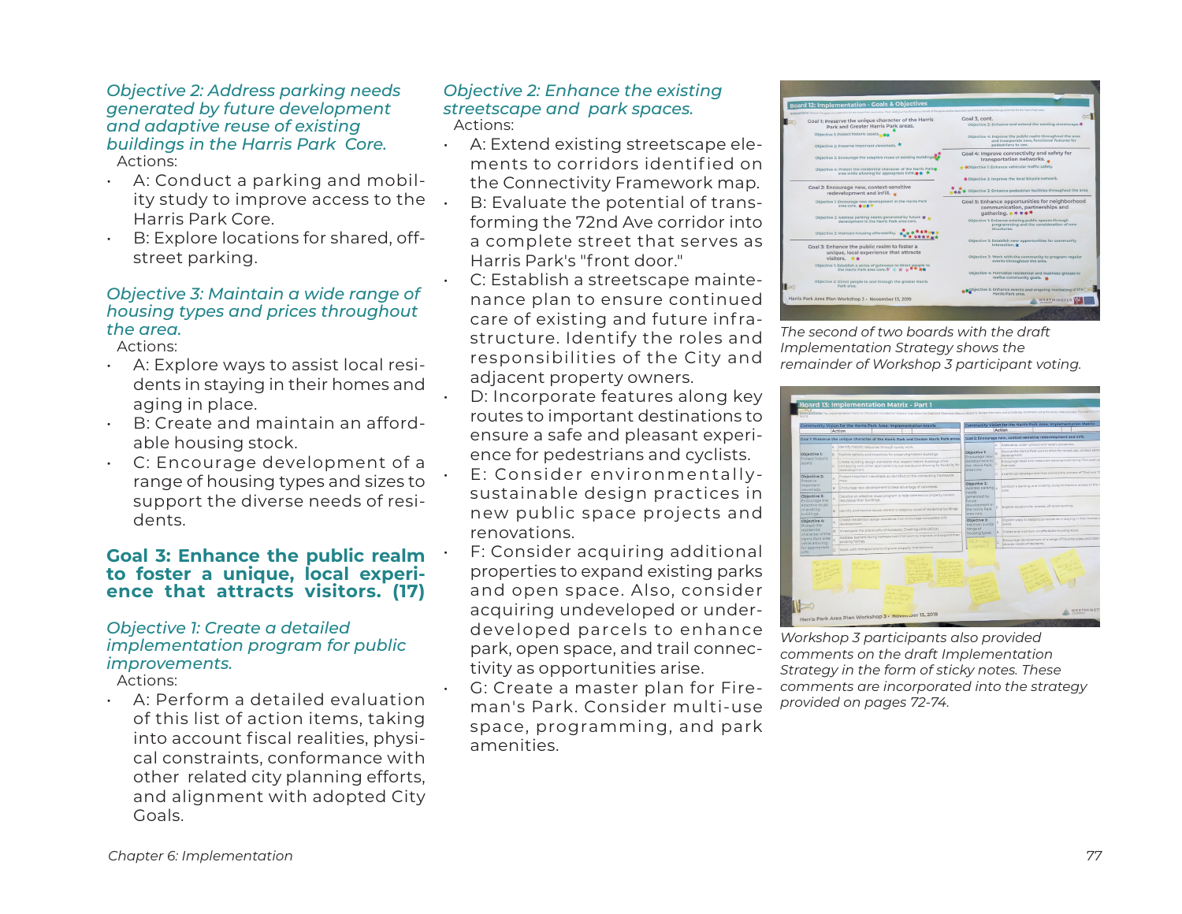*Objective 2: Address parking needs generated by future development and adaptive reuse of existing buildings in the Harris Park Core.*

Actions:

- A: Conduct a parking and mobility study to improve access to the Harris Park Core.
- B: Explore locations for shared, off-street parking.

*Objective 3: Maintain a wide range of housing types and prices throughout the area.*

Actions:

- A: Explore ways to assist local residents in staying in their homes and aging in place.
- B: Create and maintain an affordable housing stock.
- C: Encourage development of a range of housing types and sizes to support the diverse needs of residents.

## Goal 3: Enhance the public realm to foster a unique, local experience that attracts visitors. (17)

*Objective 1: Create a detailed implementation program for public improvements.*

Actions:

- A: Perform a detailed evaluation of this list of action items, taking into account fiscal realities, physical constraints, conformance with other related city planning efforts, and alignment with adopted City Goals.

*Objective 2: Enhance the existing streetscape and park spaces.*

Actions:

- A: Extend existing streetscape elements to corridors identified on the Connectivity Framework map.
- B: Evaluate the potential of transforming the 72nd Ave corridor into a complete street that serves as Harris Park's "front door."
- C: Establish a streetscape maintenance plan to ensure continued care of existing and future infrastructure. Identify the roles and responsibilities of the City and adjacent property owners.
- D: Incorporate features along key routes to important destinations to ensure a safe and pleasant experience for pedestrians and cyclists.
- E: Consider environmentally-sustainable design practices in new public space projects and renovations.
- F: Consider acquiring additional properties to expand existing parks and open space. Also, consider acquiring undeveloped or underdeveloped parcels to enhance park, open space, and trail connectivity as opportunities arise.
- G: Create a master plan for Fireman's Park. Consider multi-use space, programming, and park amenities.

*The second of two boards with the draft Implementation Strategy shows the remainder of Workshop 3 participant voting.*

*Workshop 3 participants also provided comments on the draft Implementation Strategy in the form of sticky notes. These comments are incorporated into the strategy provided on pages 72-74.*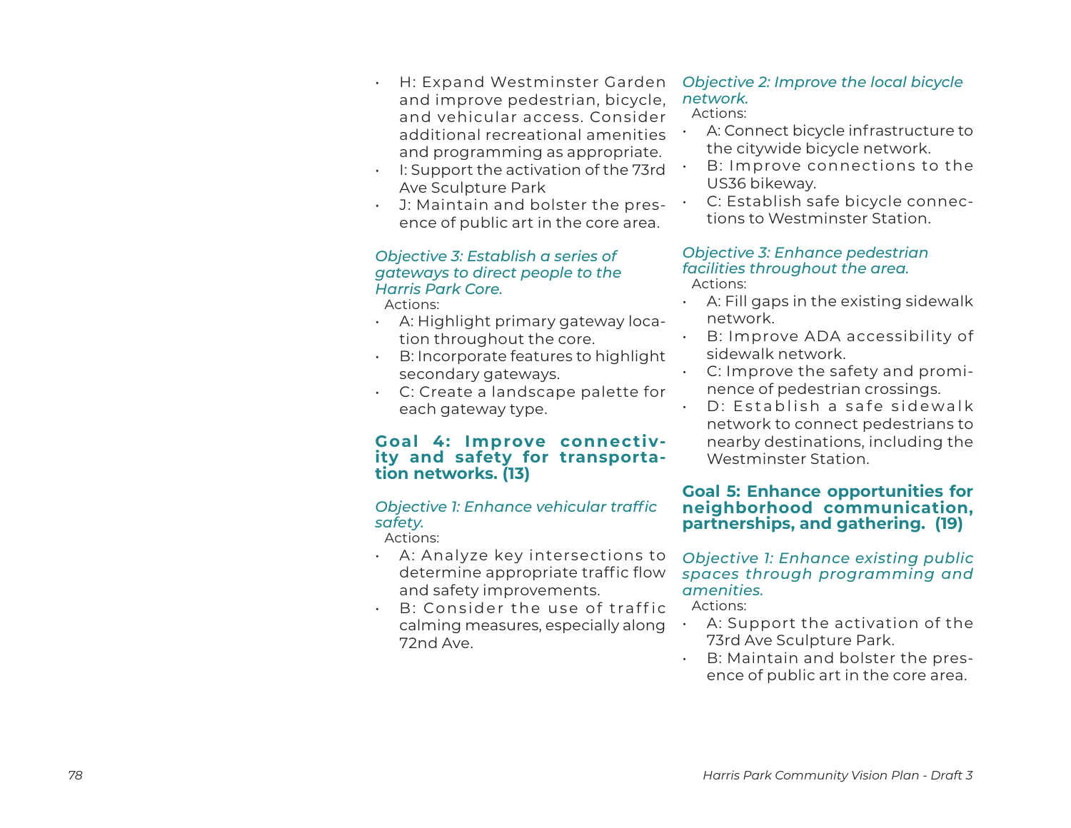- H: Expand Westminster Garden and improve pedestrian, bicycle, and vehicular access. Consider additional recreational amenities and programming as appropriate.
- I: Support the activation of the 73rd Ave Sculpture Park
- J: Maintain and bolster the presence of public art in the core area.

*Objective 3: Establish a series of gateways to direct people to the Harris Park Core.*

Actions:

- A: Highlight primary gateway location throughout the core.
- B: Incorporate features to highlight secondary gateways.
- C: Create a landscape palette for each gateway type.

## Goal 4: Improve connectivity and safety for transportation networks. (13)

*Objective 1: Enhance vehicular traffic safety.*

Actions:

- A: Analyze key intersections to determine appropriate traffic flow and safety improvements.
- B: Consider the use of traffic calming measures, especially along 72nd Ave.

*Objective 2: Improve the local bicycle network.*

Actions:

- A: Connect bicycle infrastructure to the citywide bicycle network.
- B: Improve connections to the US36 bikeway.
- C: Establish safe bicycle connections to Westminster Station.

*Objective 3: Enhance pedestrian facilities throughout the area.*

Actions:

- A: Fill gaps in the existing sidewalk network.
- B: Improve ADA accessibility of sidewalk network.
- C: Improve the safety and prominence of pedestrian crossings.
- D: Establish a safe sidewalk network to connect pedestrians to nearby destinations, including the Westminster Station.

## Goal 5: Enhance opportunities for neighborhood communication, partnerships, and gathering. (19)

*Objective 1: Enhance existing public spaces through programming and amenities.*

Actions:

- A: Support the activation of the 73rd Ave Sculpture Park.
- B: Maintain and bolster the presence of public art in the core area.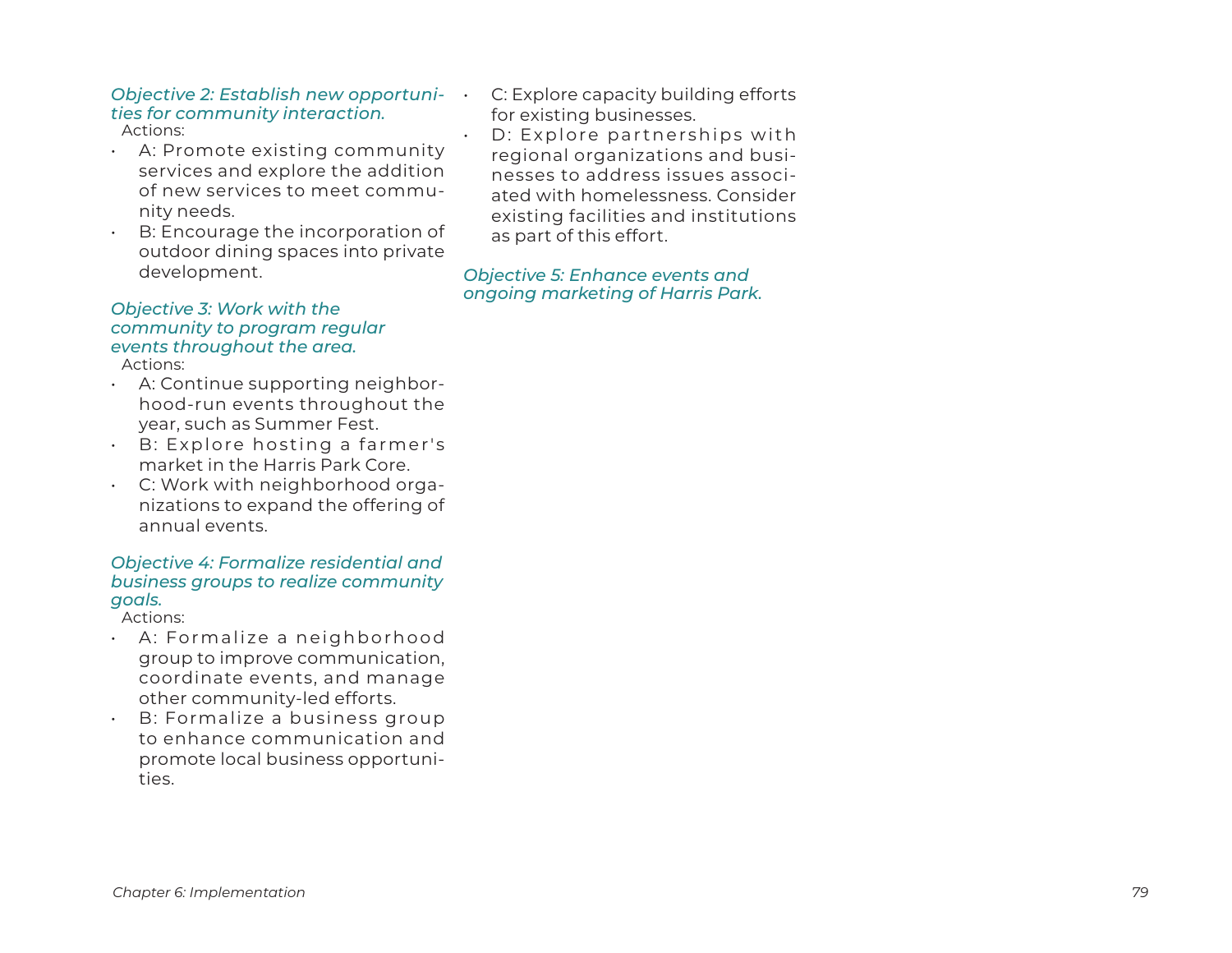*Objective 2: Establish new opportunities for community interaction.*

Actions:

- A: Promote existing community services and explore the addition of new services to meet community needs.
- B: Encourage the incorporation of outdoor dining spaces into private development.

*Objective 3: Work with the community to program regular events throughout the area.*

Actions:

- A: Continue supporting neighborhood-run events throughout the year, such as Summer Fest.
- B: Explore hosting a farmer's market in the Harris Park Core.
- C: Work with neighborhood organizations to expand the offering of annual events.

*Objective 4: Formalize residential and business groups to realize community goals.*

Actions:

- A: Formalize a neighborhood group to improve communication, coordinate events, and manage other community-led efforts.
- B: Formalize a business group to enhance communication and promote local business opportunities.
- C: Explore capacity building efforts for existing businesses.
- D: Explore partnerships with regional organizations and businesses to address issues associated with homelessness. Consider existing facilities and institutions as part of this effort.

*Objective 5: Enhance events and ongoing marketing of Harris Park.*